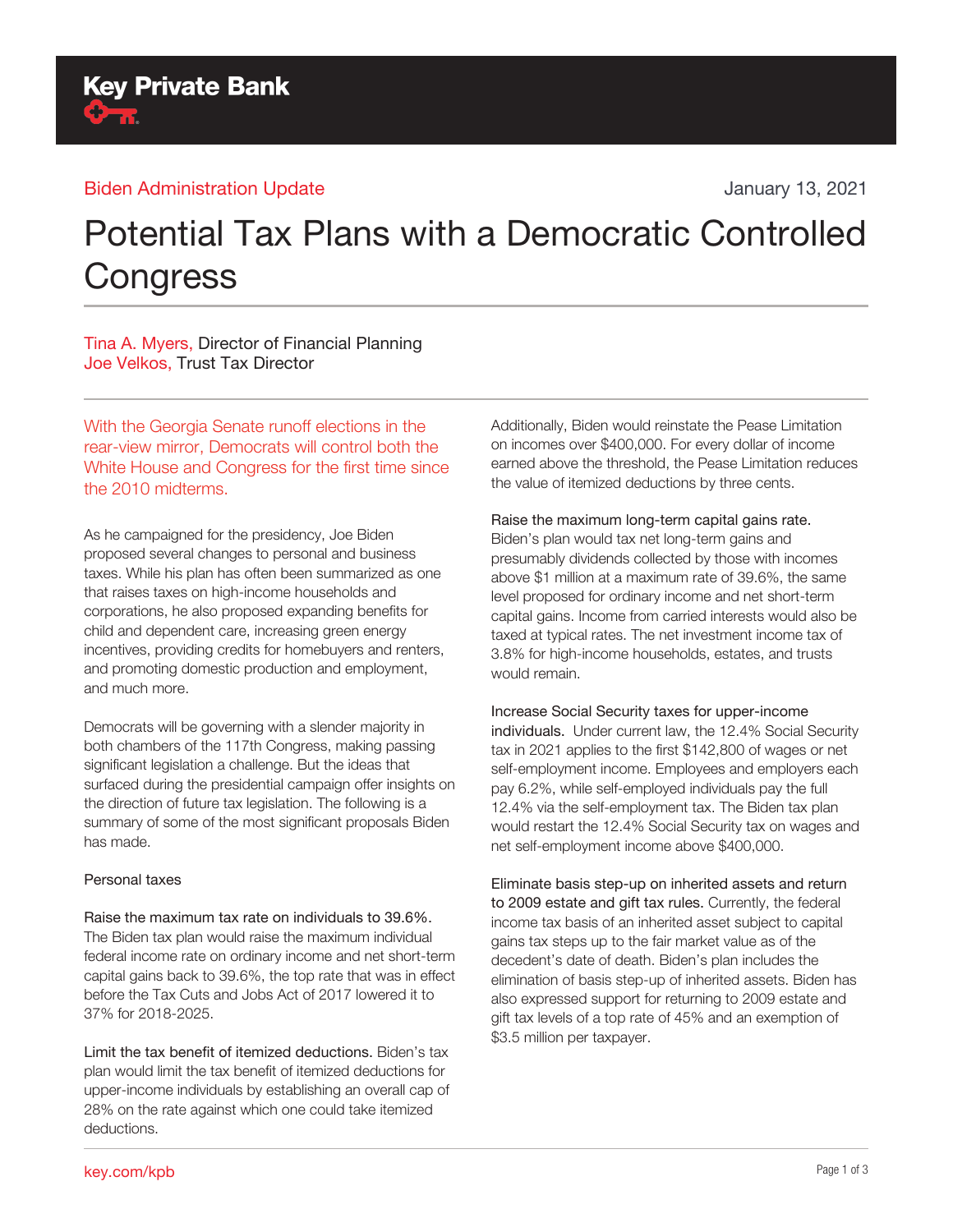Key Private Bank

Biden Administration Update

January 13, 2021

# Potential Tax Plans with a Democratic Controlled Congress

Tina A. Myers, Director of Financial Planning
Joe Velkos, Trust Tax Director

With the Georgia Senate runoff elections in the rear-view mirror, Democrats will control both the White House and Congress for the first time since the 2010 midterms.

As he campaigned for the presidency, Joe Biden proposed several changes to personal and business taxes. While his plan has often been summarized as one that raises taxes on high-income households and corporations, he also proposed expanding benefits for child and dependent care, increasing green energy incentives, providing credits for homebuyers and renters, and promoting domestic production and employment, and much more.

Democrats will be governing with a slender majority in both chambers of the 117th Congress, making passing significant legislation a challenge. But the ideas that surfaced during the presidential campaign offer insights on the direction of future tax legislation. The following is a summary of some of the most significant proposals Biden has made.

## Personal taxes

**Raise the maximum tax rate on individuals to 39.6%.** The Biden tax plan would raise the maximum individual federal income rate on ordinary income and net short-term capital gains back to 39.6%, the top rate that was in effect before the Tax Cuts and Jobs Act of 2017 lowered it to 37% for 2018-2025.

**Limit the tax benefit of itemized deductions.** Biden's tax plan would limit the tax benefit of itemized deductions for upper-income individuals by establishing an overall cap of 28% on the rate against which one could take itemized deductions.

Additionally, Biden would reinstate the Pease Limitation on incomes over $400,000. For every dollar of income earned above the threshold, the Pease Limitation reduces the value of itemized deductions by three cents.

**Raise the maximum long-term capital gains rate.** Biden's plan would tax net long-term gains and presumably dividends collected by those with incomes above $1 million at a maximum rate of 39.6%, the same level proposed for ordinary income and net short-term capital gains. Income from carried interests would also be taxed at typical rates. The net investment income tax of 3.8% for high-income households, estates, and trusts would remain.

**Increase Social Security taxes for upper-income individuals.** Under current law, the 12.4% Social Security tax in 2021 applies to the first $142,800 of wages or net self-employment income. Employees and employers each pay 6.2%, while self-employed individuals pay the full 12.4% via the self-employment tax. The Biden tax plan would restart the 12.4% Social Security tax on wages and net self-employment income above $400,000.

**Eliminate basis step-up on inherited assets and return to 2009 estate and gift tax rules.** Currently, the federal income tax basis of an inherited asset subject to capital gains tax steps up to the fair market value as of the decedent's date of death. Biden's plan includes the elimination of basis step-up of inherited assets. Biden has also expressed support for returning to 2009 estate and gift tax levels of a top rate of 45% and an exemption of $3.5 million per taxpayer.

key.com/kpb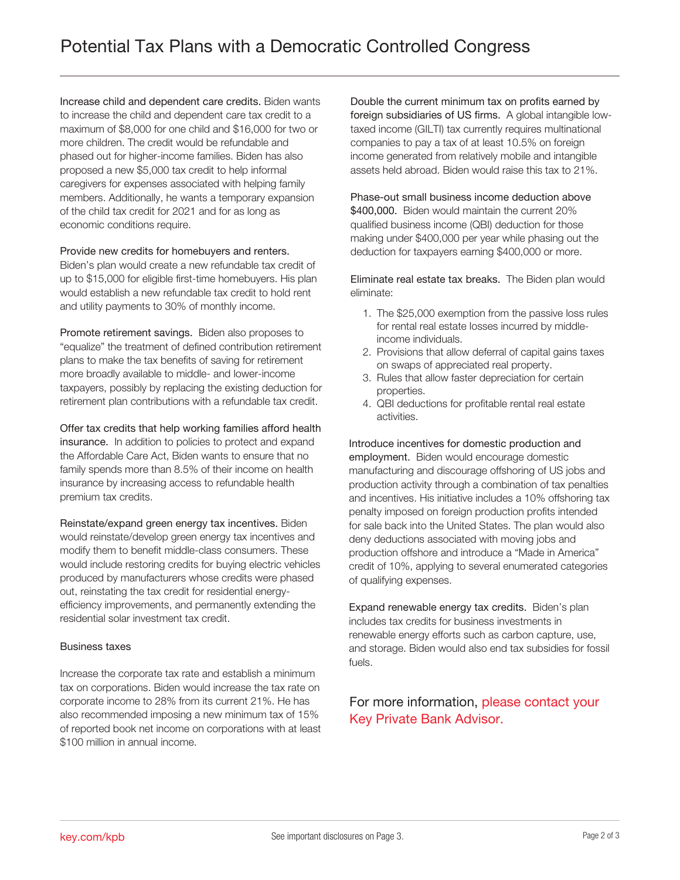# Potential Tax Plans with a Democratic Controlled Congress

**Increase child and dependent care credits.** Biden wants to increase the child and dependent care tax credit to a maximum of $8,000 for one child and $16,000 for two or more children. The credit would be refundable and phased out for higher-income families. Biden has also proposed a new $5,000 tax credit to help informal caregivers for expenses associated with helping family members. Additionally, he wants a temporary expansion of the child tax credit for 2021 and for as long as economic conditions require.

**Provide new credits for homebuyers and renters.** Biden's plan would create a new refundable tax credit of up to $15,000 for eligible first-time homebuyers. His plan would establish a new refundable tax credit to hold rent and utility payments to 30% of monthly income.

**Promote retirement savings.** Biden also proposes to "equalize" the treatment of defined contribution retirement plans to make the tax benefits of saving for retirement more broadly available to middle- and lower-income taxpayers, possibly by replacing the existing deduction for retirement plan contributions with a refundable tax credit.

**Offer tax credits that help working families afford health insurance.** In addition to policies to protect and expand the Affordable Care Act, Biden wants to ensure that no family spends more than 8.5% of their income on health insurance by increasing access to refundable health premium tax credits.

**Reinstate/expand green energy tax incentives.** Biden would reinstate/develop green energy tax incentives and modify them to benefit middle-class consumers. These would include restoring credits for buying electric vehicles produced by manufacturers whose credits were phased out, reinstating the tax credit for residential energy-efficiency improvements, and permanently extending the residential solar investment tax credit.

## Business taxes

**Increase the corporate tax rate and establish a minimum tax on corporations.** Biden would increase the tax rate on corporate income to 28% from its current 21%. He has also recommended imposing a new minimum tax of 15% of reported book net income on corporations with at least $100 million in annual income.

**Double the current minimum tax on profits earned by foreign subsidiaries of US firms.** A global intangible low-taxed income (GILTI) tax currently requires multinational companies to pay a tax of at least 10.5% on foreign income generated from relatively mobile and intangible assets held abroad. Biden would raise this tax to 21%.

**Phase-out small business income deduction above $400,000.** Biden would maintain the current 20% qualified business income (QBI) deduction for those making under $400,000 per year while phasing out the deduction for taxpayers earning $400,000 or more.

**Eliminate real estate tax breaks.** The Biden plan would eliminate:

1. The $25,000 exemption from the passive loss rules for rental real estate losses incurred by middle-income individuals.
2. Provisions that allow deferral of capital gains taxes on swaps of appreciated real property.
3. Rules that allow faster depreciation for certain properties.
4. QBI deductions for profitable rental real estate activities.

**Introduce incentives for domestic production and employment.** Biden would encourage domestic manufacturing and discourage offshoring of US jobs and production activity through a combination of tax penalties and incentives. His initiative includes a 10% offshoring tax penalty imposed on foreign production profits intended for sale back into the United States. The plan would also deny deductions associated with moving jobs and production offshore and introduce a "Made in America" credit of 10%, applying to several enumerated categories of qualifying expenses.

**Expand renewable energy tax credits.** Biden's plan includes tax credits for business investments in renewable energy efforts such as carbon capture, use, and storage. Biden would also end tax subsidies for fossil fuels.

For more information, please contact your Key Private Bank Advisor.

See important disclosures on Page 3.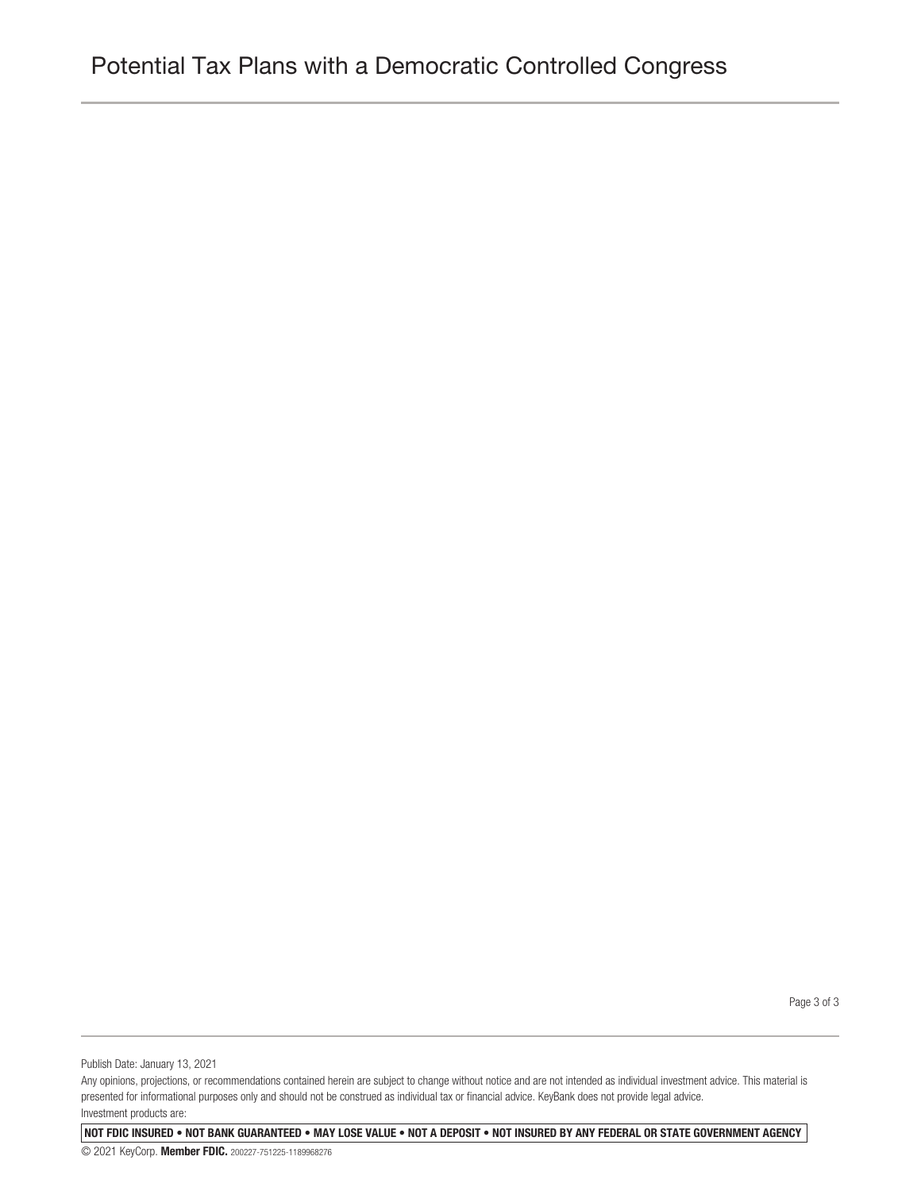Publish Date: January 13, 2021

Any opinions, projections, or recommendations contained herein are subject to change without notice and are not intended as individual investment advice. This material is presented for informational purposes only and should not be construed as individual tax or financial advice. KeyBank does not provide legal advice.

Investment products are:

**NOT FDIC INSURED • NOT BANK GUARANTEED • MAY LOSE VALUE • NOT A DEPOSIT • NOT INSURED BY ANY FEDERAL OR STATE GOVERNMENT AGENCY**

© 2021 KeyCorp. **Member FDIC.** 200227-751225-1189968276